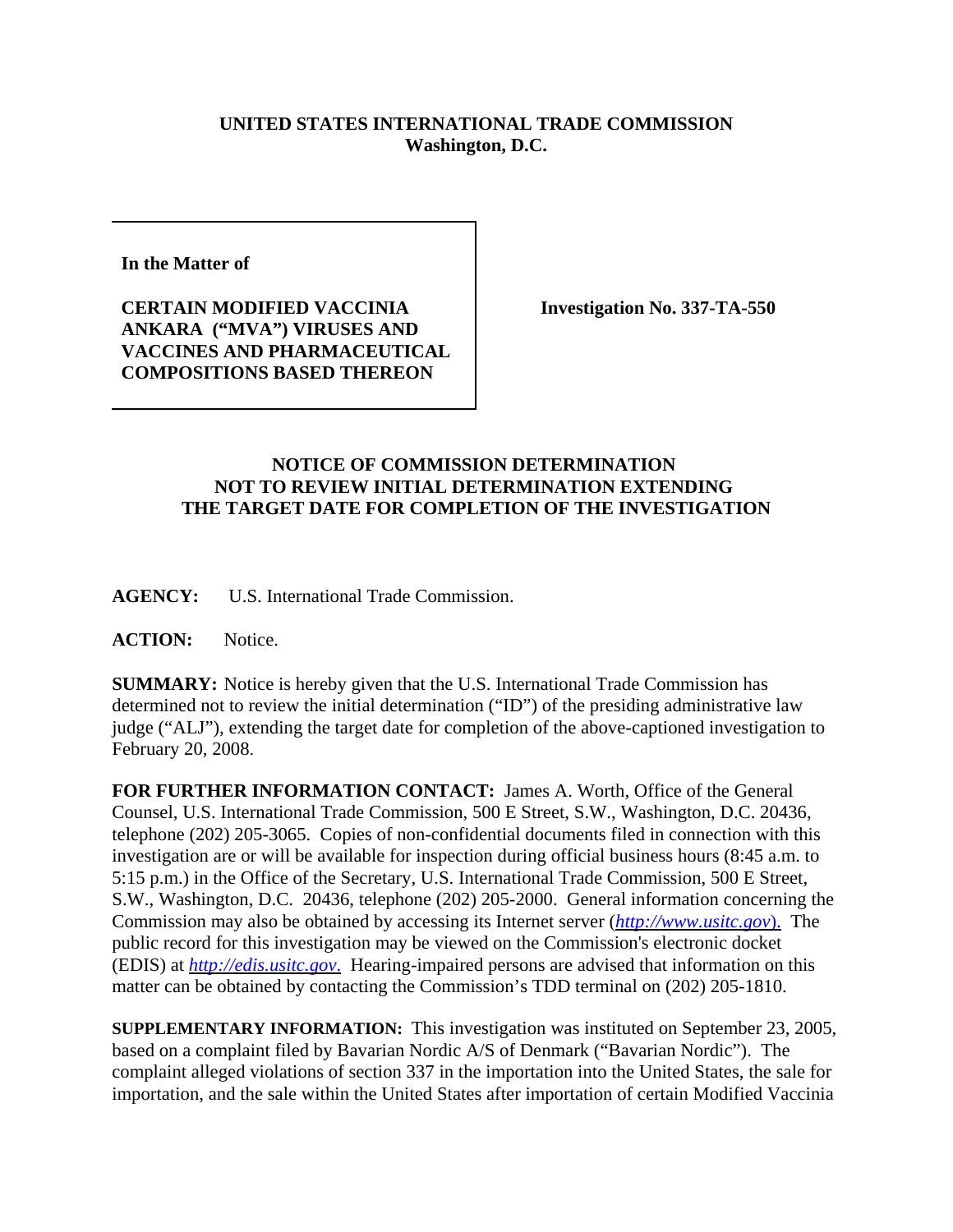**UNITED STATES INTERNATIONAL TRADE COMMISSION**
**Washington, D.C.**

| **In the Matter of**<br><br>**CERTAIN MODIFIED VACCINIA ANKARA ("MVA") VIRUSES AND VACCINES AND PHARMACEUTICAL COMPOSITIONS BASED THEREON** | **Investigation No. 337-TA-550** |
|---|---|

## NOTICE OF COMMISSION DETERMINATION NOT TO REVIEW INITIAL DETERMINATION EXTENDING THE TARGET DATE FOR COMPLETION OF THE INVESTIGATION

**AGENCY:** U.S. International Trade Commission.

**ACTION:** Notice.

**SUMMARY:** Notice is hereby given that the U.S. International Trade Commission has determined not to review the initial determination ("ID") of the presiding administrative law judge ("ALJ"), extending the target date for completion of the above-captioned investigation to February 20, 2008.

**FOR FURTHER INFORMATION CONTACT:** James A. Worth, Office of the General Counsel, U.S. International Trade Commission, 500 E Street, S.W., Washington, D.C. 20436, telephone (202) 205-3065. Copies of non-confidential documents filed in connection with this investigation are or will be available for inspection during official business hours (8:45 a.m. to 5:15 p.m.) in the Office of the Secretary, U.S. International Trade Commission, 500 E Street, S.W., Washington, D.C. 20436, telephone (202) 205-2000. General information concerning the Commission may also be obtained by accessing its Internet server (*http://www.usitc.gov*). The public record for this investigation may be viewed on the Commission's electronic docket (EDIS) at *http://edis.usitc.gov*. Hearing-impaired persons are advised that information on this matter can be obtained by contacting the Commission's TDD terminal on (202) 205-1810.

**SUPPLEMENTARY INFORMATION:** This investigation was instituted on September 23, 2005, based on a complaint filed by Bavarian Nordic A/S of Denmark ("Bavarian Nordic"). The complaint alleged violations of section 337 in the importation into the United States, the sale for importation, and the sale within the United States after importation of certain Modified Vaccinia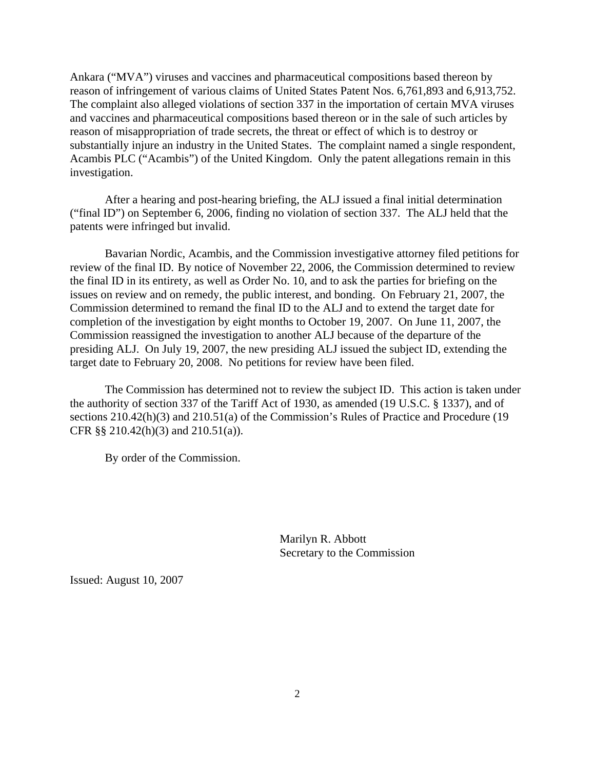Ankara ("MVA") viruses and vaccines and pharmaceutical compositions based thereon by reason of infringement of various claims of United States Patent Nos. 6,761,893 and 6,913,752. The complaint also alleged violations of section 337 in the importation of certain MVA viruses and vaccines and pharmaceutical compositions based thereon or in the sale of such articles by reason of misappropriation of trade secrets, the threat or effect of which is to destroy or substantially injure an industry in the United States. The complaint named a single respondent, Acambis PLC ("Acambis") of the United Kingdom. Only the patent allegations remain in this investigation.

After a hearing and post-hearing briefing, the ALJ issued a final initial determination ("final ID") on September 6, 2006, finding no violation of section 337. The ALJ held that the patents were infringed but invalid.

Bavarian Nordic, Acambis, and the Commission investigative attorney filed petitions for review of the final ID. By notice of November 22, 2006, the Commission determined to review the final ID in its entirety, as well as Order No. 10, and to ask the parties for briefing on the issues on review and on remedy, the public interest, and bonding. On February 21, 2007, the Commission determined to remand the final ID to the ALJ and to extend the target date for completion of the investigation by eight months to October 19, 2007. On June 11, 2007, the Commission reassigned the investigation to another ALJ because of the departure of the presiding ALJ. On July 19, 2007, the new presiding ALJ issued the subject ID, extending the target date to February 20, 2008. No petitions for review have been filed.

The Commission has determined not to review the subject ID. This action is taken under the authority of section 337 of the Tariff Act of 1930, as amended (19 U.S.C. § 1337), and of sections 210.42(h)(3) and 210.51(a) of the Commission's Rules of Practice and Procedure (19 CFR §§ 210.42(h)(3) and 210.51(a)).

By order of the Commission.

Marilyn R. Abbott
Secretary to the Commission

Issued: August 10, 2007